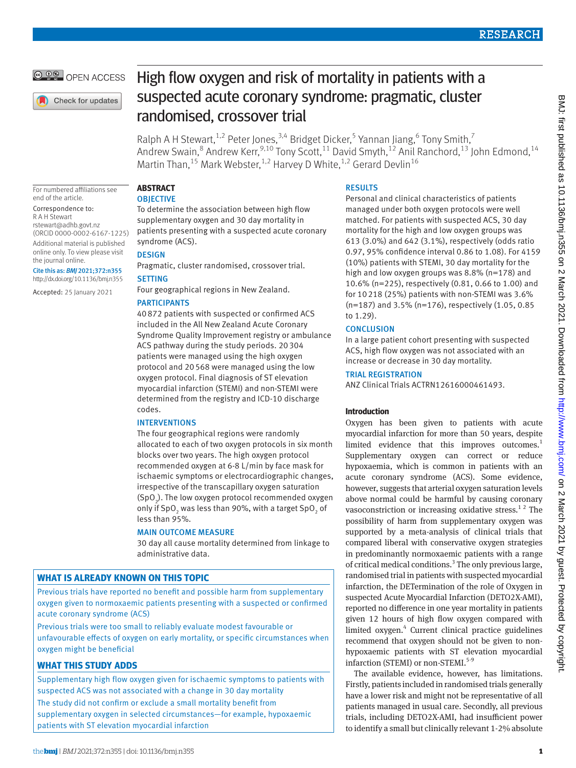# High flow oxygen and risk of mortality in patients with a suspected acute coronary syndrome: pragmatic, cluster randomised, crossover trial

Ralph A H Stewart,[1,2] Peter Jones,[3,4] Bridget Dicker,[5] Yannan Jiang,[6] Tony Smith,[7] Andrew Swain,[8] Andrew Kerr,[9,10] Tony Scott,[11] David Smyth,[12] Anil Ranchord,[13] John Edmond,[14] Martin Than,[15] Mark Webster,[1,2] Harvey D White,[1,2] Gerard Devlin[16]

For numbered affiliations see end of the article.

Correspondence to: R A H Stewart rstewart@adhb.govt.nz (ORCID 0000-0002-6167-1225)

Additional material is published online only. To view please visit the journal online.

Cite this as: *BMJ* 2021;372:n355 http://dx.doi.org/10.1136/bmj.n355

Accepted: 25 January 2021

## ABSTRACT

### OBJECTIVE

To determine the association between high flow supplementary oxygen and 30 day mortality in patients presenting with a suspected acute coronary syndrome (ACS).

### DESIGN

Pragmatic, cluster randomised, crossover trial.

### SETTING

Four geographical regions in New Zealand.

### PARTICIPANTS

40 872 patients with suspected or confirmed ACS included in the All New Zealand Acute Coronary Syndrome Quality Improvement registry or ambulance ACS pathway during the study periods. 20 304 patients were managed using the high oxygen protocol and 20 568 were managed using the low oxygen protocol. Final diagnosis of ST elevation myocardial infarction (STEMI) and non-STEMI were determined from the registry and ICD-10 discharge codes.

### INTERVENTIONS

The four geographical regions were randomly allocated to each of two oxygen protocols in six month blocks over two years. The high oxygen protocol recommended oxygen at 6-8 L/min by face mask for ischaemic symptoms or electrocardiographic changes, irrespective of the transcapillary oxygen saturation ($SpO_2$). The low oxygen protocol recommended oxygen only if $SpO_2$ was less than 90%, with a target $SpO_2$ of less than 95%.

### MAIN OUTCOME MEASURE

30 day all cause mortality determined from linkage to administrative data.

### RESULTS

Personal and clinical characteristics of patients managed under both oxygen protocols were well matched. For patients with suspected ACS, 30 day mortality for the high and low oxygen groups was 613 (3.0%) and 642 (3.1%), respectively (odds ratio 0.97, 95% confidence interval 0.86 to 1.08). For 4159 (10%) patients with STEMI, 30 day mortality for the high and low oxygen groups was 8.8% (n=178) and 10.6% (n=225), respectively (0.81, 0.66 to 1.00) and for 10 218 (25%) patients with non-STEMI was 3.6% (n=187) and 3.5% (n=176), respectively (1.05, 0.85 to 1.29).

### CONCLUSION

In a large patient cohort presenting with suspected ACS, high flow oxygen was not associated with an increase or decrease in 30 day mortality.

### TRIAL REGISTRATION

ANZ Clinical Trials ACTRN12616000461493.

### WHAT IS ALREADY KNOWN ON THIS TOPIC

Previous trials have reported no benefit and possible harm from supplementary oxygen given to normoxaemic patients presenting with a suspected or confirmed acute coronary syndrome (ACS)

Previous trials were too small to reliably evaluate modest favourable or unfavourable effects of oxygen on early mortality, or specific circumstances when oxygen might be beneficial

### WHAT THIS STUDY ADDS

Supplementary high flow oxygen given for ischaemic symptoms to patients with suspected ACS was not associated with a change in 30 day mortality

The study did not confirm or exclude a small mortality benefit from supplementary oxygen in selected circumstances—for example, hypoxaemic patients with ST elevation myocardial infarction

## Introduction

Oxygen has been given to patients with acute myocardial infarction for more than 50 years, despite limited evidence that this improves outcomes.[1] Supplementary oxygen can correct or reduce hypoxaemia, which is common in patients with an acute coronary syndrome (ACS). Some evidence, however, suggests that arterial oxygen saturation levels above normal could be harmful by causing coronary vasoconstriction or increasing oxidative stress.[1 2] The possibility of harm from supplementary oxygen was supported by a meta-analysis of clinical trials that compared liberal with conservative oxygen strategies in predominantly normoxaemic patients with a range of critical medical conditions.[3] The only previous large, randomised trial in patients with suspected myocardial infarction, the DETermination of the role of Oxygen in suspected Acute Myocardial Infarction (DETO2X-AMI), reported no difference in one year mortality in patients given 12 hours of high flow oxygen compared with limited oxygen.[4] Current clinical practice guidelines recommend that oxygen should not be given to non-hypoxaemic patients with ST elevation myocardial infarction (STEMI) or non-STEMI.[5-9]

The available evidence, however, has limitations. Firstly, patients included in randomised trials generally have a lower risk and might not be representative of all patients managed in usual care. Secondly, all previous trials, including DETO2X-AMI, had insufficient power to identify a small but clinically relevant 1-2% absolute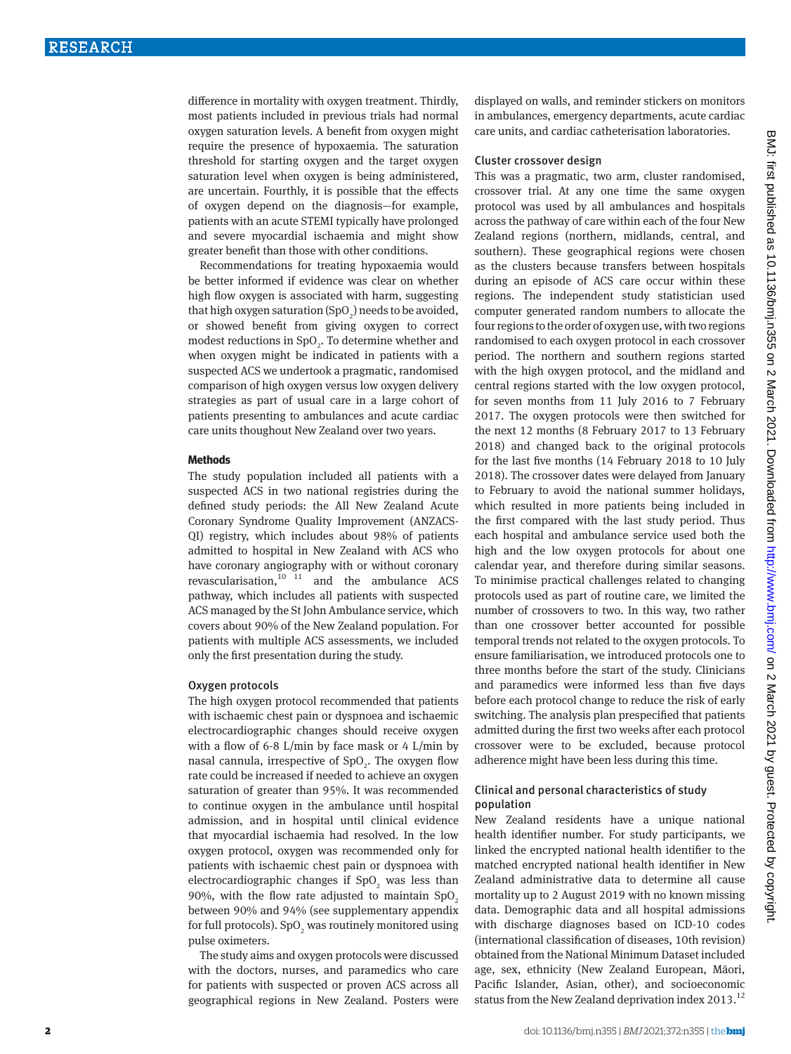difference in mortality with oxygen treatment. Thirdly, most patients included in previous trials had normal oxygen saturation levels. A benefit from oxygen might require the presence of hypoxaemia. The saturation threshold for starting oxygen and the target oxygen saturation level when oxygen is being administered, are uncertain. Fourthly, it is possible that the effects of oxygen depend on the diagnosis—for example, patients with an acute STEMI typically have prolonged and severe myocardial ischaemia and might show greater benefit than those with other conditions.

Recommendations for treating hypoxaemia would be better informed if evidence was clear on whether high flow oxygen is associated with harm, suggesting that high oxygen saturation ($SpO_2$) needs to be avoided, or showed benefit from giving oxygen to correct modest reductions in $SpO_2$. To determine whether and when oxygen might be indicated in patients with a suspected ACS we undertook a pragmatic, randomised comparison of high oxygen versus low oxygen delivery strategies as part of usual care in a large cohort of patients presenting to ambulances and acute cardiac care units thoughout New Zealand over two years.

## Methods

The study population included all patients with a suspected ACS in two national registries during the defined study periods: the All New Zealand Acute Coronary Syndrome Quality Improvement (ANZACS-QI) registry, which includes about 98% of patients admitted to hospital in New Zealand with ACS who have coronary angiography with or without coronary revascularisation,[10 11] and the ambulance ACS pathway, which includes all patients with suspected ACS managed by the St John Ambulance service, which covers about 90% of the New Zealand population. For patients with multiple ACS assessments, we included only the first presentation during the study.

### Oxygen protocols

The high oxygen protocol recommended that patients with ischaemic chest pain or dyspnoea and ischaemic electrocardiographic changes should receive oxygen with a flow of 6-8 L/min by face mask or 4 L/min by nasal cannula, irrespective of $SpO_2$. The oxygen flow rate could be increased if needed to achieve an oxygen saturation of greater than 95%. It was recommended to continue oxygen in the ambulance until hospital admission, and in hospital until clinical evidence that myocardial ischaemia had resolved. In the low oxygen protocol, oxygen was recommended only for patients with ischaemic chest pain or dyspnoea with electrocardiographic changes if $SpO_2$ was less than 90%, with the flow rate adjusted to maintain $SpO_2$ between 90% and 94% (see supplementary appendix for full protocols). $SpO_2$ was routinely monitored using pulse oximeters.

The study aims and oxygen protocols were discussed with the doctors, nurses, and paramedics who care for patients with suspected or proven ACS across all geographical regions in New Zealand. Posters were displayed on walls, and reminder stickers on monitors in ambulances, emergency departments, acute cardiac care units, and cardiac catheterisation laboratories.

### Cluster crossover design

This was a pragmatic, two arm, cluster randomised, crossover trial. At any one time the same oxygen protocol was used by all ambulances and hospitals across the pathway of care within each of the four New Zealand regions (northern, midlands, central, and southern). These geographical regions were chosen as the clusters because transfers between hospitals during an episode of ACS care occur within these regions. The independent study statistician used computer generated random numbers to allocate the four regions to the order of oxygen use, with two regions randomised to each oxygen protocol in each crossover period. The northern and southern regions started with the high oxygen protocol, and the midland and central regions started with the low oxygen protocol, for seven months from 11 July 2016 to 7 February 2017. The oxygen protocols were then switched for the next 12 months (8 February 2017 to 13 February 2018) and changed back to the original protocols for the last five months (14 February 2018 to 10 July 2018). The crossover dates were delayed from January to February to avoid the national summer holidays, which resulted in more patients being included in the first compared with the last study period. Thus each hospital and ambulance service used both the high and the low oxygen protocols for about one calendar year, and therefore during similar seasons. To minimise practical challenges related to changing protocols used as part of routine care, we limited the number of crossovers to two. In this way, two rather than one crossover better accounted for possible temporal trends not related to the oxygen protocols. To ensure familiarisation, we introduced protocols one to three months before the start of the study. Clinicians and paramedics were informed less than five days before each protocol change to reduce the risk of early switching. The analysis plan prespecified that patients admitted during the first two weeks after each protocol crossover were to be excluded, because protocol adherence might have been less during this time.

### Clinical and personal characteristics of study population

New Zealand residents have a unique national health identifier number. For study participants, we linked the encrypted national health identifier to the matched encrypted national health identifier in New Zealand administrative data to determine all cause mortality up to 2 August 2019 with no known missing data. Demographic data and all hospital admissions with discharge diagnoses based on ICD-10 codes (international classification of diseases, 10th revision) obtained from the National Minimum Dataset included age, sex, ethnicity (New Zealand European, Māori, Pacific Islander, Asian, other), and socioeconomic status from the New Zealand deprivation index 2013.[12]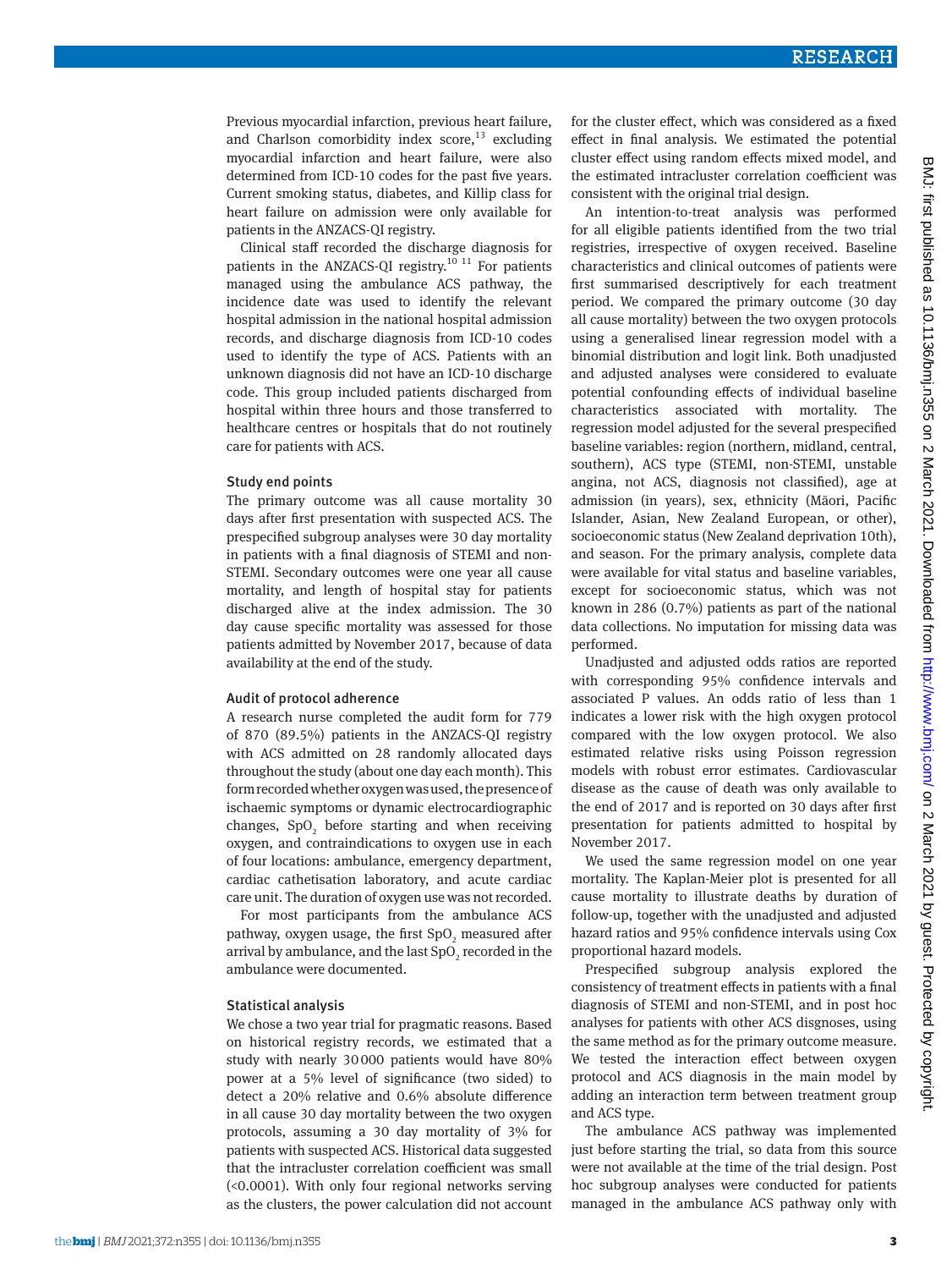Previous myocardial infarction, previous heart failure, and Charlson comorbidity index score,[13] excluding myocardial infarction and heart failure, were also determined from ICD-10 codes for the past five years. Current smoking status, diabetes, and Killip class for heart failure on admission were only available for patients in the ANZACS-QI registry.

Clinical staff recorded the discharge diagnosis for patients in the ANZACS-QI registry.[10 11] For patients managed using the ambulance ACS pathway, the incidence date was used to identify the relevant hospital admission in the national hospital admission records, and discharge diagnosis from ICD-10 codes used to identify the type of ACS. Patients with an unknown diagnosis did not have an ICD-10 discharge code. This group included patients discharged from hospital within three hours and those transferred to healthcare centres or hospitals that do not routinely care for patients with ACS.

### Study end points

The primary outcome was all cause mortality 30 days after first presentation with suspected ACS. The prespecified subgroup analyses were 30 day mortality in patients with a final diagnosis of STEMI and non-STEMI. Secondary outcomes were one year all cause mortality, and length of hospital stay for patients discharged alive at the index admission. The 30 day cause specific mortality was assessed for those patients admitted by November 2017, because of data availability at the end of the study.

### Audit of protocol adherence

A research nurse completed the audit form for 779 of 870 (89.5%) patients in the ANZACS-QI registry with ACS admitted on 28 randomly allocated days throughout the study (about one day each month). This form recorded whether oxygen was used, the presence of ischaemic symptoms or dynamic electrocardiographic changes, $SpO_2$ before starting and when receiving oxygen, and contraindications to oxygen use in each of four locations: ambulance, emergency department, cardiac cathetisation laboratory, and acute cardiac care unit. The duration of oxygen use was not recorded.

For most participants from the ambulance ACS pathway, oxygen usage, the first $SpO_2$ measured after arrival by ambulance, and the last $SpO_2$ recorded in the ambulance were documented.

### Statistical analysis

We chose a two year trial for pragmatic reasons. Based on historical registry records, we estimated that a study with nearly 30 000 patients would have 80% power at a 5% level of significance (two sided) to detect a 20% relative and 0.6% absolute difference in all cause 30 day mortality between the two oxygen protocols, assuming a 30 day mortality of 3% for patients with suspected ACS. Historical data suggested that the intracluster correlation coefficient was small (<0.0001). With only four regional networks serving as the clusters, the power calculation did not account for the cluster effect, which was considered as a fixed effect in final analysis. We estimated the potential cluster effect using random effects mixed model, and the estimated intracluster correlation coefficient was consistent with the original trial design.

An intention-to-treat analysis was performed for all eligible patients identified from the two trial registries, irrespective of oxygen received. Baseline characteristics and clinical outcomes of patients were first summarised descriptively for each treatment period. We compared the primary outcome (30 day all cause mortality) between the two oxygen protocols using a generalised linear regression model with a binomial distribution and logit link. Both unadjusted and adjusted analyses were considered to evaluate potential confounding effects of individual baseline characteristics associated with mortality. The regression model adjusted for the several prespecified baseline variables: region (northern, midland, central, southern), ACS type (STEMI, non-STEMI, unstable angina, not ACS, diagnosis not classified), age at admission (in years), sex, ethnicity (Māori, Pacific Islander, Asian, New Zealand European, or other), socioeconomic status (New Zealand deprivation 10th), and season. For the primary analysis, complete data were available for vital status and baseline variables, except for socioeconomic status, which was not known in 286 (0.7%) patients as part of the national data collections. No imputation for missing data was performed.

Unadjusted and adjusted odds ratios are reported with corresponding 95% confidence intervals and associated P values. An odds ratio of less than 1 indicates a lower risk with the high oxygen protocol compared with the low oxygen protocol. We also estimated relative risks using Poisson regression models with robust error estimates. Cardiovascular disease as the cause of death was only available to the end of 2017 and is reported on 30 days after first presentation for patients admitted to hospital by November 2017.

We used the same regression model on one year mortality. The Kaplan-Meier plot is presented for all cause mortality to illustrate deaths by duration of follow-up, together with the unadjusted and adjusted hazard ratios and 95% confidence intervals using Cox proportional hazard models.

Prespecified subgroup analysis explored the consistency of treatment effects in patients with a final diagnosis of STEMI and non-STEMI, and in post hoc analyses for patients with other ACS disgnoses, using the same method as for the primary outcome measure. We tested the interaction effect between oxygen protocol and ACS diagnosis in the main model by adding an interaction term between treatment group and ACS type.

The ambulance ACS pathway was implemented just before starting the trial, so data from this source were not available at the time of the trial design. Post hoc subgroup analyses were conducted for patients managed in the ambulance ACS pathway only with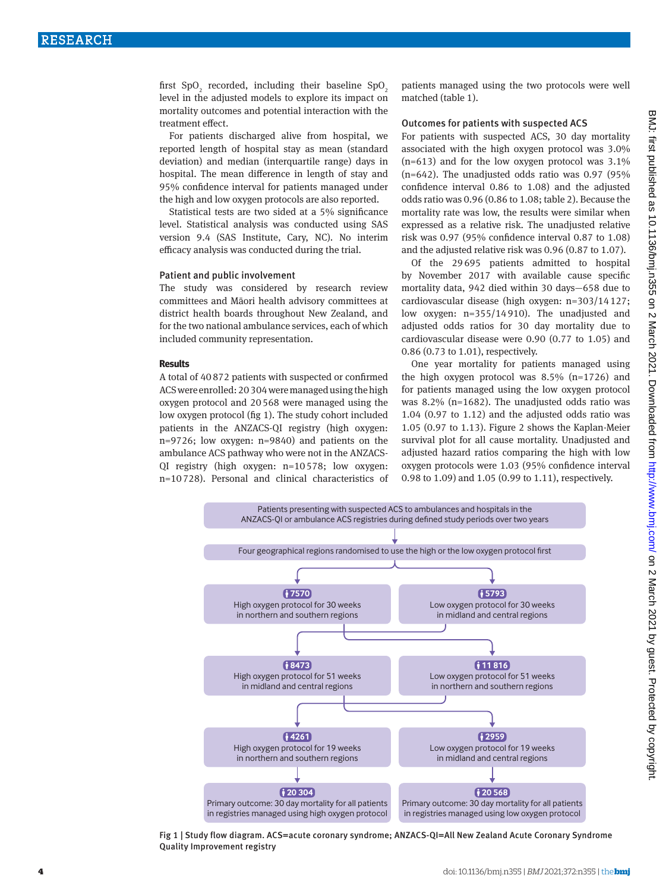first $SpO_2$ recorded, including their baseline $SpO_2$ level in the adjusted models to explore its impact on mortality outcomes and potential interaction with the treatment effect.

For patients discharged alive from hospital, we reported length of hospital stay as mean (standard deviation) and median (interquartile range) days in hospital. The mean difference in length of stay and 95% confidence interval for patients managed under the high and low oxygen protocols are also reported.

Statistical tests are two sided at a 5% significance level. Statistical analysis was conducted using SAS version 9.4 (SAS Institute, Cary, NC). No interim efficacy analysis was conducted during the trial.

### Patient and public involvement

The study was considered by research review committees and Māori health advisory committees at district health boards throughout New Zealand, and for the two national ambulance services, each of which included community representation.

## Results

A total of 40 872 patients with suspected or confirmed ACS were enrolled: 20 304 were managed using the high oxygen protocol and 20 568 were managed using the low oxygen protocol (fig 1). The study cohort included patients in the ANZACS-QI registry (high oxygen: n=9726; low oxygen: n=9840) and patients on the ambulance ACS pathway who were not in the ANZACS-QI registry (high oxygen: n=10 578; low oxygen: n=10 728). Personal and clinical characteristics of patients managed using the two protocols were well matched (table 1).

### Outcomes for patients with suspected ACS

For patients with suspected ACS, 30 day mortality associated with the high oxygen protocol was 3.0% (n=613) and for the low oxygen protocol was 3.1% (n=642). The unadjusted odds ratio was 0.97 (95% confidence interval 0.86 to 1.08) and the adjusted odds ratio was 0.96 (0.86 to 1.08; table 2). Because the mortality rate was low, the results were similar when expressed as a relative risk. The unadjusted relative risk was 0.97 (95% confidence interval 0.87 to 1.08) and the adjusted relative risk was 0.96 (0.87 to 1.07).

Of the 29 695 patients admitted to hospital by November 2017 with available cause specific mortality data, 942 died within 30 days—658 due to cardiovascular disease (high oxygen: n=303/14 127; low oxygen: n=355/14 910). The unadjusted and adjusted odds ratios for 30 day mortality due to cardiovascular disease were 0.90 (0.77 to 1.05) and 0.86 (0.73 to 1.01), respectively.

One year mortality for patients managed using the high oxygen protocol was 8.5% (n=1726) and for patients managed using the low oxygen protocol was 8.2% (n=1682). The unadjusted odds ratio was 1.04 (0.97 to 1.12) and the adjusted odds ratio was 1.05 (0.97 to 1.13). Figure 2 shows the Kaplan-Meier survival plot for all cause mortality. Unadjusted and adjusted hazard ratios comparing the high with low oxygen protocols were 1.03 (95% confidence interval 0.98 to 1.09) and 1.05 (0.99 to 1.11), respectively.

Patients presenting with suspected ACS to ambulances and hospitals in the ANZACS-QI or ambulance ACS registries during defined study periods over two years

↓

Four geographical regions randomised to use the high or the low oxygen protocol first

| High oxygen | Low oxygen |
|---|---|
| 7570 — High oxygen protocol for 30 weeks in northern and southern regions | 5793 — Low oxygen protocol for 30 weeks in midland and central regions |
| 8473 — High oxygen protocol for 51 weeks in midland and central regions | 11 816 — Low oxygen protocol for 51 weeks in northern and southern regions |
| 4261 — High oxygen protocol for 19 weeks in northern and southern regions | 2959 — Low oxygen protocol for 19 weeks in midland and central regions |
| 20 304 — Primary outcome: 30 day mortality for all patients in registries managed using high oxygen protocol | 20 568 — Primary outcome: 30 day mortality for all patients in registries managed using low oxygen protocol |

Fig 1 | Study flow diagram. ACS=acute coronary syndrome; ANZACS-QI=All New Zealand Acute Coronary Syndrome Quality Improvement registry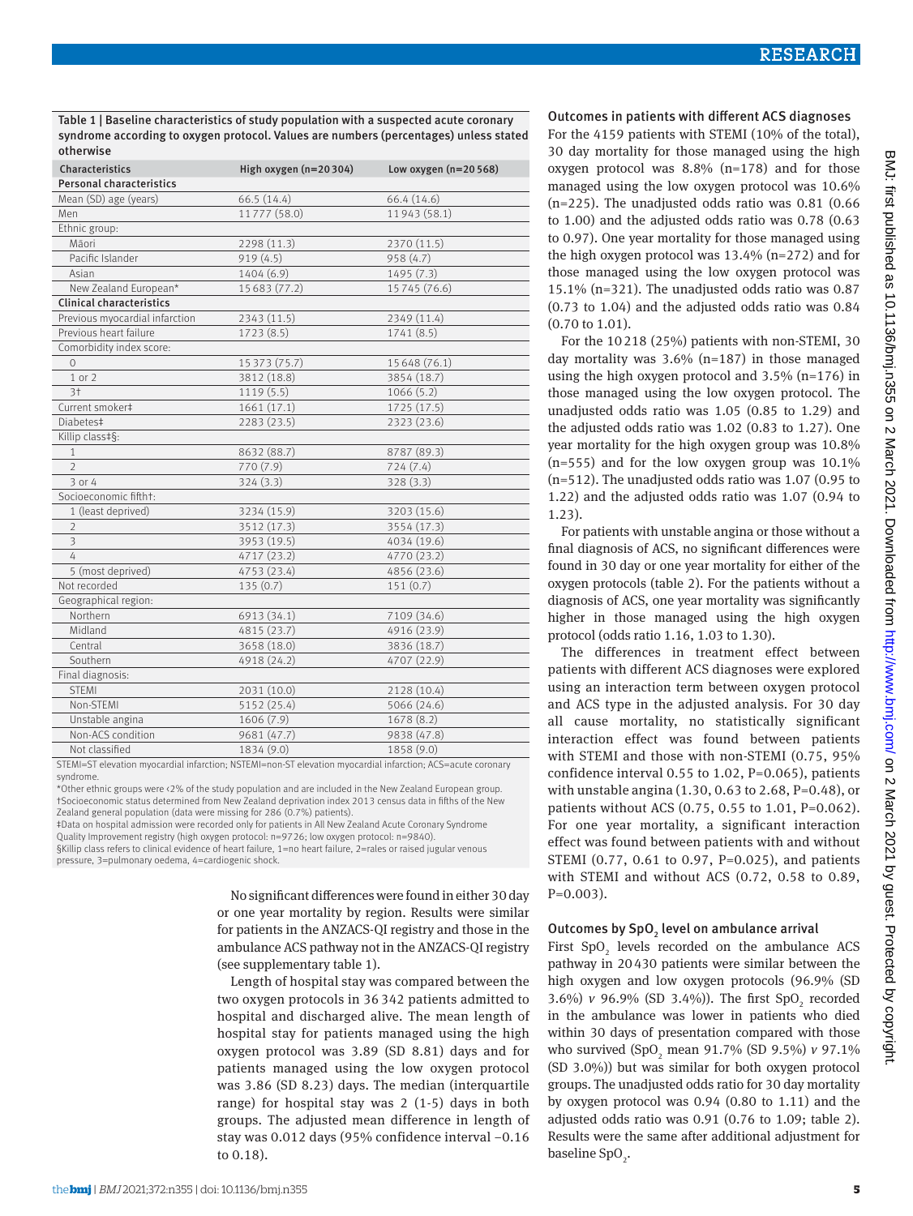Table 1 | Baseline characteristics of study population with a suspected acute coronary syndrome according to oxygen protocol. Values are numbers (percentages) unless stated otherwise

| Characteristics | High oxygen (n=20 304) | Low oxygen (n=20 568) |
|---|---|---|
| **Personal characteristics** | | |
| Mean (SD) age (years) | 66.5 (14.4) | 66.4 (14.6) |
| Men | 11 777 (58.0) | 11 943 (58.1) |
| Ethnic group: | | |
| Māori | 2298 (11.3) | 2370 (11.5) |
| Pacific Islander | 919 (4.5) | 958 (4.7) |
| Asian | 1404 (6.9) | 1495 (7.3) |
| New Zealand European* | 15 683 (77.2) | 15 745 (76.6) |
| **Clinical characteristics** | | |
| Previous myocardial infarction | 2343 (11.5) | 2349 (11.4) |
| Previous heart failure | 1723 (8.5) | 1741 (8.5) |
| Comorbidity index score: | | |
| 0 | 15 373 (75.7) | 15 648 (76.1) |
| 1 or 2 | 3812 (18.8) | 3854 (18.7) |
| 3† | 1119 (5.5) | 1066 (5.2) |
| Current smoker‡ | 1661 (17.1) | 1725 (17.5) |
| Diabetes‡ | 2283 (23.5) | 2323 (23.6) |
| Killip class‡§: | | |
| 1 | 8632 (88.7) | 8787 (89.3) |
| 2 | 770 (7.9) | 724 (7.4) |
| 3 or 4 | 324 (3.3) | 328 (3.3) |
| Socioeconomic fifth†: | | |
| 1 (least deprived) | 3234 (15.9) | 3203 (15.6) |
| 2 | 3512 (17.3) | 3554 (17.3) |
| 3 | 3953 (19.5) | 4034 (19.6) |
| 4 | 4717 (23.2) | 4770 (23.2) |
| 5 (most deprived) | 4753 (23.4) | 4856 (23.6) |
| Not recorded | 135 (0.7) | 151 (0.7) |
| Geographical region: | | |
| Northern | 6913 (34.1) | 7109 (34.6) |
| Midland | 4815 (23.7) | 4916 (23.9) |
| Central | 3658 (18.0) | 3836 (18.7) |
| Southern | 4918 (24.2) | 4707 (22.9) |
| Final diagnosis: | | |
| STEMI | 2031 (10.0) | 2128 (10.4) |
| Non-STEMI | 5152 (25.4) | 5066 (24.6) |
| Unstable angina | 1606 (7.9) | 1678 (8.2) |
| Non-ACS condition | 9681 (47.7) | 9838 (47.8) |
| Not classified | 1834 (9.0) | 1858 (9.0) |

STEMI=ST elevation myocardial infarction; NSTEMI=non-ST elevation myocardial infarction; ACS=acute coronary syndrome.
*Other ethnic groups were <2% of the study population and are included in the New Zealand European group.
†Socioeconomic status determined from New Zealand deprivation index 2013 census data in fifths of the New Zealand general population (data were missing for 286 (0.7%) patients).
‡Data on hospital admission were recorded only for patients in All New Zealand Acute Coronary Syndrome Quality Improvement registry (high oxygen protocol: n=9726; low oxygen protocol: n=9840).
§Killip class refers to clinical evidence of heart failure, 1=no heart failure, 2=rales or raised jugular venous pressure, 3=pulmonary oedema, 4=cardiogenic shock.

No significant differences were found in either 30 day or one year mortality by region. Results were similar for patients in the ANZACS-QI registry and those in the ambulance ACS pathway not in the ANZACS-QI registry (see supplementary table 1).

Length of hospital stay was compared between the two oxygen protocols in 36 342 patients admitted to hospital and discharged alive. The mean length of hospital stay for patients managed using the high oxygen protocol was 3.89 (SD 8.81) days and for patients managed using the low oxygen protocol was 3.86 (SD 8.23) days. The median (interquartile range) for hospital stay was 2 (1-5) days in both groups. The adjusted mean difference in length of stay was 0.012 days (95% confidence interval −0.16 to 0.18).

### Outcomes in patients with different ACS diagnoses

For the 4159 patients with STEMI (10% of the total), 30 day mortality for those managed using the high oxygen protocol was 8.8% (n=178) and for those managed using the low oxygen protocol was 10.6% (n=225). The unadjusted odds ratio was 0.81 (0.66 to 1.00) and the adjusted odds ratio was 0.78 (0.63 to 0.97). One year mortality for those managed using the high oxygen protocol was 13.4% (n=272) and for those managed using the low oxygen protocol was 15.1% (n=321). The unadjusted odds ratio was 0.87 (0.73 to 1.04) and the adjusted odds ratio was 0.84 (0.70 to 1.01).

For the 10 218 (25%) patients with non-STEMI, 30 day mortality was 3.6% (n=187) in those managed using the high oxygen protocol and 3.5% (n=176) in those managed using the low oxygen protocol. The unadjusted odds ratio was 1.05 (0.85 to 1.29) and the adjusted odds ratio was 1.02 (0.83 to 1.27). One year mortality for the high oxygen group was 10.8% (n=555) and for the low oxygen group was 10.1% (n=512). The unadjusted odds ratio was 1.07 (0.95 to 1.22) and the adjusted odds ratio was 1.07 (0.94 to 1.23).

For patients with unstable angina or those without a final diagnosis of ACS, no significant differences were found in 30 day or one year mortality for either of the oxygen protocols (table 2). For the patients without a diagnosis of ACS, one year mortality was significantly higher in those managed using the high oxygen protocol (odds ratio 1.16, 1.03 to 1.30).

The differences in treatment effect between patients with different ACS diagnoses were explored using an interaction term between oxygen protocol and ACS type in the adjusted analysis. For 30 day all cause mortality, no statistically significant interaction effect was found between patients with STEMI and those with non-STEMI (0.75, 95% confidence interval 0.55 to 1.02, P=0.065), patients with unstable angina (1.30, 0.63 to 2.68, P=0.48), or patients without ACS (0.75, 0.55 to 1.01, P=0.062). For one year mortality, a significant interaction effect was found between patients with and without STEMI (0.77, 0.61 to 0.97, P=0.025), and patients with STEMI and without ACS (0.72, 0.58 to 0.89, P=0.003).

### Outcomes by $SpO_2$ level on ambulance arrival

First $SpO_2$ levels recorded on the ambulance ACS pathway in 20 430 patients were similar between the high oxygen and low oxygen protocols (96.9% (SD 3.6%) *v* 96.9% (SD 3.4%)). The first $SpO_2$ recorded in the ambulance was lower in patients who died within 30 days of presentation compared with those who survived ($SpO_2$ mean 91.7% (SD 9.5%) *v* 97.1% (SD 3.0%)) but was similar for both oxygen protocol groups. The unadjusted odds ratio for 30 day mortality by oxygen protocol was 0.94 (0.80 to 1.11) and the adjusted odds ratio was 0.91 (0.76 to 1.09; table 2). Results were the same after additional adjustment for baseline $SpO_2$.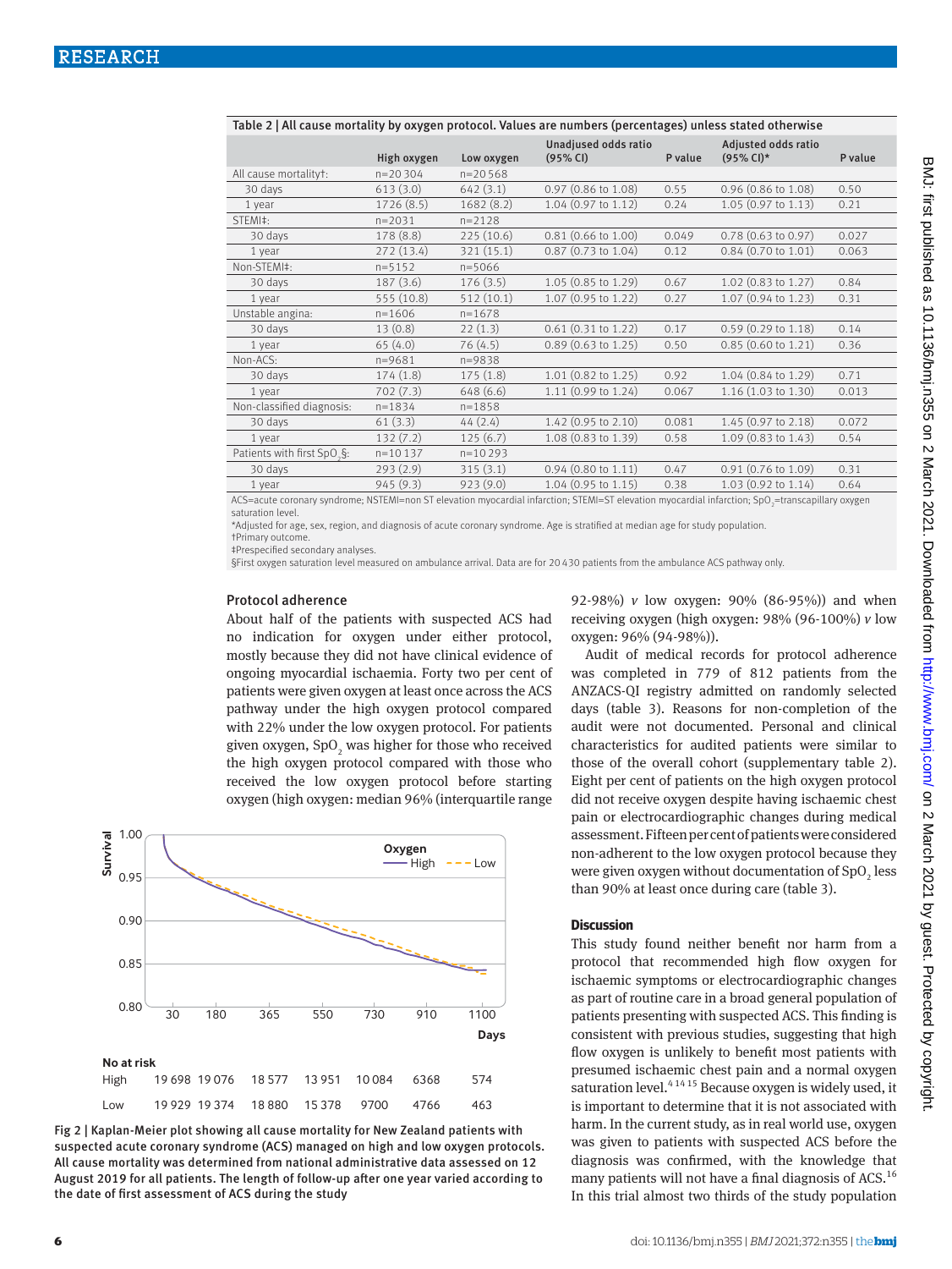Table 2 | All cause mortality by oxygen protocol. Values are numbers (percentages) unless stated otherwise

| | High oxygen | Low oxygen | Unadjused odds ratio (95% CI) | P value | Adjusted odds ratio (95% CI)* | P value |
|---|---|---|---|---|---|---|
| All cause mortality†: | n=20 304 | n=20 568 | | | | |
| 30 days | 613 (3.0) | 642 (3.1) | 0.97 (0.86 to 1.08) | 0.55 | 0.96 (0.86 to 1.08) | 0.50 |
| 1 year | 1726 (8.5) | 1682 (8.2) | 1.04 (0.97 to 1.12) | 0.24 | 1.05 (0.97 to 1.13) | 0.21 |
| STEMI‡: | n=2031 | n=2128 | | | | |
| 30 days | 178 (8.8) | 225 (10.6) | 0.81 (0.66 to 1.00) | 0.049 | 0.78 (0.63 to 0.97) | 0.027 |
| 1 year | 272 (13.4) | 321 (15.1) | 0.87 (0.73 to 1.04) | 0.12 | 0.84 (0.70 to 1.01) | 0.063 |
| Non-STEMI‡: | n=5152 | n=5066 | | | | |
| 30 days | 187 (3.6) | 176 (3.5) | 1.05 (0.85 to 1.29) | 0.67 | 1.02 (0.83 to 1.27) | 0.84 |
| 1 year | 555 (10.8) | 512 (10.1) | 1.07 (0.95 to 1.22) | 0.27 | 1.07 (0.94 to 1.23) | 0.31 |
| Unstable angina: | n=1606 | n=1678 | | | | |
| 30 days | 13 (0.8) | 22 (1.3) | 0.61 (0.31 to 1.22) | 0.17 | 0.59 (0.29 to 1.18) | 0.14 |
| 1 year | 65 (4.0) | 76 (4.5) | 0.89 (0.63 to 1.25) | 0.50 | 0.85 (0.60 to 1.21) | 0.36 |
| Non-ACS: | n=9681 | n=9838 | | | | |
| 30 days | 174 (1.8) | 175 (1.8) | 1.01 (0.82 to 1.25) | 0.92 | 1.04 (0.84 to 1.29) | 0.71 |
| 1 year | 702 (7.3) | 648 (6.6) | 1.11 (0.99 to 1.24) | 0.067 | 1.16 (1.03 to 1.30) | 0.013 |
| Non-classified diagnosis: | n=1834 | n=1858 | | | | |
| 30 days | 61 (3.3) | 44 (2.4) | 1.42 (0.95 to 2.10) | 0.081 | 1.45 (0.97 to 2.18) | 0.072 |
| 1 year | 132 (7.2) | 125 (6.7) | 1.08 (0.83 to 1.39) | 0.58 | 1.09 (0.83 to 1.43) | 0.54 |
| Patients with first $SpO_2$§: | n=10 137 | n=10 293 | | | | |
| 30 days | 293 (2.9) | 315 (3.1) | 0.94 (0.80 to 1.11) | 0.47 | 0.91 (0.76 to 1.09) | 0.31 |
| 1 year | 945 (9.3) | 923 (9.0) | 1.04 (0.95 to 1.15) | 0.38 | 1.03 (0.92 to 1.14) | 0.64 |

ACS=acute coronary syndrome; NSTEMI=non ST elevation myocardial infarction; STEMI=ST elevation myocardial infarction; $SpO_2$=transcapillary oxygen saturation level.

*Adjusted for age, sex, region, and diagnosis of acute coronary syndrome. Age is stratified at median age for study population.

†Primary outcome.

‡Prespecified secondary analyses.

§First oxygen saturation level measured on ambulance arrival. Data are for 20 430 patients from the ambulance ACS pathway only.

### Protocol adherence

About half of the patients with suspected ACS had no indication for oxygen under either protocol, mostly because they did not have clinical evidence of ongoing myocardial ischaemia. Forty two per cent of patients were given oxygen at least once across the ACS pathway under the high oxygen protocol compared with 22% under the low oxygen protocol. For patients given oxygen, $SpO_2$ was higher for those who received the high oxygen protocol compared with those who received the low oxygen protocol before starting oxygen (high oxygen: median 96% (interquartile range 92-98%) *v* low oxygen: 90% (86-95%)) and when receiving oxygen (high oxygen: 98% (96-100%) *v* low oxygen: 96% (94-98%)).

Audit of medical records for protocol adherence was completed in 779 of 812 patients from the ANZACS-QI registry admitted on randomly selected days (table 3). Reasons for non-completion of the audit were not documented. Personal and clinical characteristics for audited patients were similar to those of the overall cohort (supplementary table 2). Eight per cent of patients on the high oxygen protocol did not receive oxygen despite having ischaemic chest pain or electrocardiographic changes during medical assessment. Fifteen per cent of patients were considered non-adherent to the low oxygen protocol because they were given oxygen without documentation of $SpO_2$ less than 90% at least once during care (table 3).

Fig 2 | Kaplan-Meier plot showing all cause mortality for New Zealand patients with suspected acute coronary syndrome (ACS) managed on high and low oxygen protocols. All cause mortality was determined from national administrative data assessed on 12 August 2019 for all patients. The length of follow-up after one year varied according to the date of first assessment of ACS during the study

## Discussion

This study found neither benefit nor harm from a protocol that recommended high flow oxygen for ischaemic symptoms or electrocardiographic changes as part of routine care in a broad general population of patients presenting with suspected ACS. This finding is consistent with previous studies, suggesting that high flow oxygen is unlikely to benefit most patients with presumed ischaemic chest pain and a normal oxygen saturation level.[4 14 15] Because oxygen is widely used, it is important to determine that it is not associated with harm. In the current study, as in real world use, oxygen was given to patients with suspected ACS before the diagnosis was confirmed, with the knowledge that many patients will not have a final diagnosis of ACS.[16] In this trial almost two thirds of the study population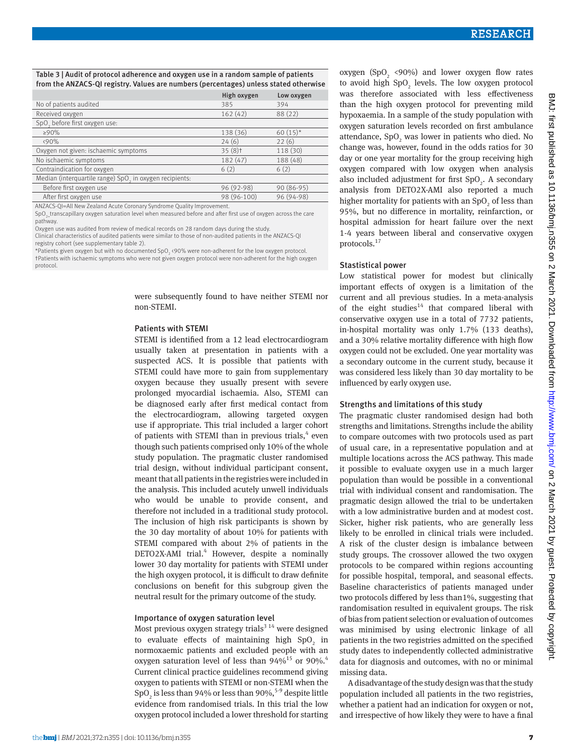Table 3 | Audit of protocol adherence and oxygen use in a random sample of patients from the ANZACS-QI registry. Values are numbers (percentages) unless stated otherwise

| | High oxygen | Low oxygen |
|---|---|---|
| No of patients audited | 385 | 394 |
| Received oxygen | 162 (42) | 88 (22) |
| $SpO_2$ before first oxygen use: | | |
| ≥90% | 138 (36) | 60 (15)* |
| <90% | 24 (6) | 22 (6) |
| Oxygen not given: ischaemic symptoms | 35 (8)† | 118 (30) |
| No ischaemic symptoms | 182 (47) | 188 (48) |
| Contraindication for oxygen | 6 (2) | 6 (2) |
| Median (interquartile range) $SpO_2$ in oxygen recipients: | | |
| Before first oxygen use | 96 (92-98) | 90 (86-95) |
| After first oxygen use | 98 (96-100) | 96 (94-98) |

ANZACS-QI=All New Zealand Acute Coronary Syndrome Quality Improvement.
$SpO_2$=transcapillary oxygen saturation level when measured before and after first use of oxygen across the care pathway.
Oxygen use was audited from review of medical records on 28 random days during the study.
Clinical characteristics of audited patients were similar to those of non-audited patients in the ANZACS-QI registry cohort (see supplementary table 2).
*Patients given oxygen but with no documented $SpO_2$ <90% were non-adherent for the low oxygen protocol.
†Patients with ischaemic symptoms who were not given oxygen protocol were non-adherent for the high oxygen protocol.

were subsequently found to have neither STEMI nor non-STEMI.

### Patients with STEMI

STEMI is identified from a 12 lead electrocardiogram usually taken at presentation in patients with a suspected ACS. It is possible that patients with STEMI could have more to gain from supplementary oxygen because they usually present with severe prolonged myocardial ischaemia. Also, STEMI can be diagnosed early after first medical contact from the electrocardiogram, allowing targeted oxygen use if appropriate. This trial included a larger cohort of patients with STEMI than in previous trials,[4] even though such patients comprised only 10% of the whole study population. The pragmatic cluster randomised trial design, without individual participant consent, meant that all patients in the registries were included in the analysis. This included acutely unwell individuals who would be unable to provide consent, and therefore not included in a traditional study protocol. The inclusion of high risk participants is shown by the 30 day mortality of about 10% for patients with STEMI compared with about 2% of patients in the DETO2X-AMI trial.[4] However, despite a nominally lower 30 day mortality for patients with STEMI under the high oxygen protocol, it is difficult to draw definite conclusions on benefit for this subgroup given the neutral result for the primary outcome of the study.

### Importance of oxygen saturation level

Most previous oxygen strategy trials[3 14] were designed to evaluate effects of maintaining high $SpO_2$ in normoxaemic patients and excluded people with an oxygen saturation level of less than 94%[15] or 90%.[4] Current clinical practice guidelines recommend giving oxygen to patients with STEMI or non-STEMI when the $SpO_2$ is less than 94% or less than 90%,[5-9] despite little evidence from randomised trials. In this trial the low oxygen protocol included a lower threshold for starting oxygen ($SpO_2$ <90%) and lower oxygen flow rates to avoid high $SpO_2$ levels. The low oxygen protocol was therefore associated with less effectiveness than the high oxygen protocol for preventing mild hypoxaemia. In a sample of the study population with oxygen saturation levels recorded on first ambulance attendance, $SpO_2$ was lower in patients who died. No change was, however, found in the odds ratios for 30 day or one year mortality for the group receiving high oxygen compared with low oxygen when analysis also included adjustment for first $SpO_2$. A secondary analysis from DETO2X-AMI also reported a much higher mortality for patients with an $SpO_2$ of less than 95%, but no difference in mortality, reinfarction, or hospital admission for heart failure over the next 1-4 years between liberal and conservative oxygen protocols.[17]

### Stastistical power

Low statistical power for modest but clinically important effects of oxygen is a limitation of the current and all previous studies. In a meta-analysis of the eight studies[14] that compared liberal with conservative oxygen use in a total of 7732 patients, in-hospital mortality was only 1.7% (133 deaths), and a 30% relative mortality difference with high flow oxygen could not be excluded. One year mortality was a secondary outcome in the current study, because it was considered less likely than 30 day mortality to be influenced by early oxygen use.

### Strengths and limitations of this study

The pragmatic cluster randomised design had both strengths and limitations. Strengths include the ability to compare outcomes with two protocols used as part of usual care, in a representative population and at multiple locations across the ACS pathway. This made it possible to evaluate oxygen use in a much larger population than would be possible in a conventional trial with individual consent and randomisation. The pragmatic design allowed the trial to be undertaken with a low administrative burden and at modest cost. Sicker, higher risk patients, who are generally less likely to be enrolled in clinical trials were included. A risk of the cluster design is imbalance between study groups. The crossover allowed the two oxygen protocols to be compared within regions accounting for possible hospital, temporal, and seasonal effects. Baseline characteristics of patients managed under two protocols differed by less than1%, suggesting that randomisation resulted in equivalent groups. The risk of bias from patient selection or evaluation of outcomes was minimised by using electronic linkage of all patients in the two registries admitted on the specified study dates to independently collected administrative data for diagnosis and outcomes, with no or minimal missing data.

A disadvantage of the study design was that the study population included all patients in the two registries, whether a patient had an indication for oxygen or not, and irrespective of how likely they were to have a final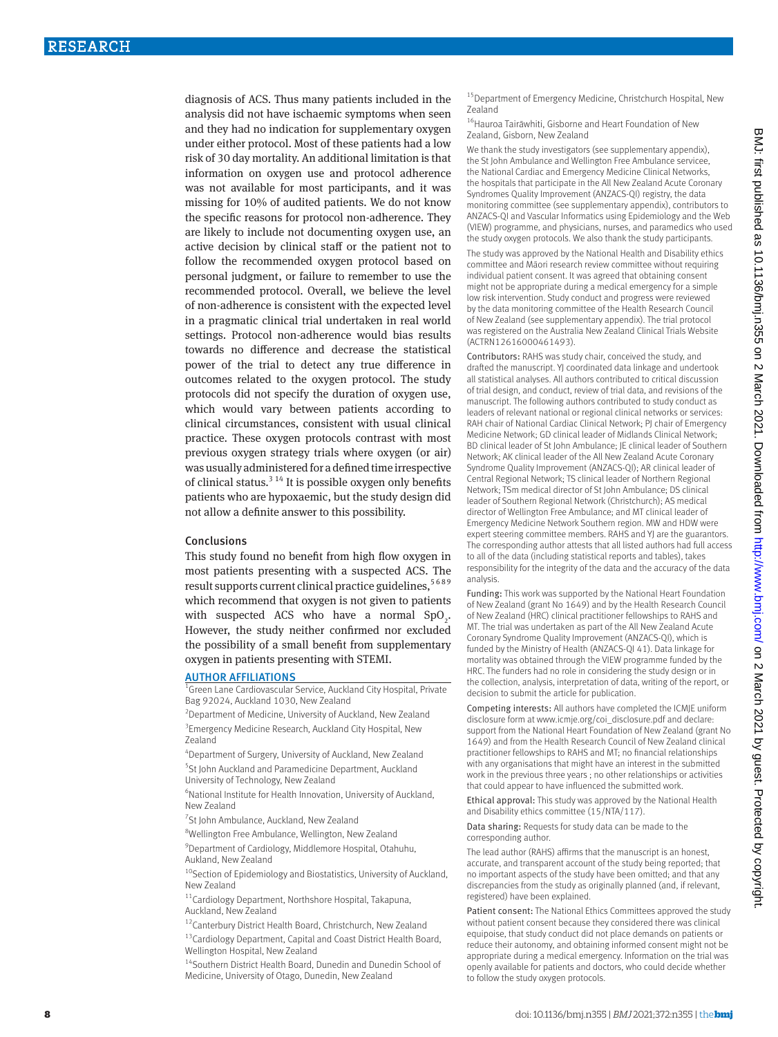diagnosis of ACS. Thus many patients included in the analysis did not have ischaemic symptoms when seen and they had no indication for supplementary oxygen under either protocol. Most of these patients had a low risk of 30 day mortality. An additional limitation is that information on oxygen use and protocol adherence was not available for most participants, and it was missing for 10% of audited patients. We do not know the specific reasons for protocol non-adherence. They are likely to include not documenting oxygen use, an active decision by clinical staff or the patient not to follow the recommended oxygen protocol based on personal judgment, or failure to remember to use the recommended protocol. Overall, we believe the level of non-adherence is consistent with the expected level in a pragmatic clinical trial undertaken in real world settings. Protocol non-adherence would bias results towards no difference and decrease the statistical power of the trial to detect any true difference in outcomes related to the oxygen protocol. The study protocols did not specify the duration of oxygen use, which would vary between patients according to clinical circumstances, consistent with usual clinical practice. These oxygen protocols contrast with most previous oxygen strategy trials where oxygen (or air) was usually administered for a defined time irrespective of clinical status.[3 14] It is possible oxygen only benefits patients who are hypoxaemic, but the study design did not allow a definite answer to this possibility.

## Conclusions

This study found no benefit from high flow oxygen in most patients presenting with a suspected ACS. The result supports current clinical practice guidelines,[5 6 8 9] which recommend that oxygen is not given to patients with suspected ACS who have a normal $SpO_2$. However, the study neither confirmed nor excluded the possibility of a small benefit from supplementary oxygen in patients presenting with STEMI.

### AUTHOR AFFILIATIONS

[1]Green Lane Cardiovascular Service, Auckland City Hospital, Private Bag 92024, Auckland 1030, New Zealand

[2]Department of Medicine, University of Auckland, New Zealand

[3]Emergency Medicine Research, Auckland City Hospital, New Zealand

[4]Department of Surgery, University of Auckland, New Zealand

[5]St John Auckland and Paramedicine Department, Auckland University of Technology, New Zealand

[6]National Institute for Health Innovation, University of Auckland, New Zealand

[7]St John Ambulance, Auckland, New Zealand

[8]Wellington Free Ambulance, Wellington, New Zealand

[9]Department of Cardiology, Middlemore Hospital, Otahuhu, Aukland, New Zealand

[10]Section of Epidemiology and Biostatistics, University of Auckland, New Zealand

[11]Cardiology Department, Northshore Hospital, Takapuna, Auckland, New Zealand

[12]Canterbury District Health Board, Christchurch, New Zealand

[13]Cardiology Department, Capital and Coast District Health Board, Wellington Hospital, New Zealand

[14]Southern District Health Board, Dunedin and Dunedin School of Medicine, University of Otago, Dunedin, New Zealand

[15]Department of Emergency Medicine, Christchurch Hospital, New Zealand

[16]Hauroa Tairāwhiti, Gisborne and Heart Foundation of New Zealand, Gisborn, New Zealand

We thank the study investigators (see supplementary appendix), the St John Ambulance and Wellington Free Ambulance servicee, the National Cardiac and Emergency Medicine Clinical Networks, the hospitals that participate in the All New Zealand Acute Coronary Syndromes Quality Improvement (ANZACS-QI) registry, the data monitoring committee (see supplementary appendix), contributors to ANZACS-QI and Vascular Informatics using Epidemiology and the Web (VIEW) programme, and physicians, nurses, and paramedics who used the study oxygen protocols. We also thank the study participants.

The study was approved by the National Health and Disability ethics committee and Māori research review committee without requiring individual patient consent. It was agreed that obtaining consent might not be appropriate during a medical emergency for a simple low risk intervention. Study conduct and progress were reviewed by the data monitoring committee of the Health Research Council of New Zealand (see supplementary appendix). The trial protocol was registered on the Australia New Zealand Clinical Trials Website (ACTRN12616000461493).

**Contributors:** RAHS was study chair, conceived the study, and drafted the manuscript. YJ coordinated data linkage and undertook all statistical analyses. All authors contributed to critical discussion of trial design, and conduct, review of trial data, and revisions of the manuscript. The following authors contributed to study conduct as leaders of relevant national or regional clinical networks or services: RAH chair of National Cardiac Clinical Network; PJ chair of Emergency Medicine Network; GD clinical leader of Midlands Clinical Network; BD clinical leader of St John Ambulance; JE clinical leader of Southern Network; AK clinical leader of the All New Zealand Acute Coronary Syndrome Quality Improvement (ANZACS-QI); AR clinical leader of Central Regional Network; TS clinical leader of Northern Regional Network; TSm medical director of St John Ambulance; DS clinical leader of Southern Regional Network (Christchurch); AS medical director of Wellington Free Ambulance; and MT clinical leader of Emergency Medicine Network Southern region. MW and HDW were expert steering committee members. RAHS and YJ are the guarantors. The corresponding author attests that all listed authors had full access to all of the data (including statistical reports and tables), takes responsibility for the integrity of the data and the accuracy of the data analysis.

**Funding:** This work was supported by the National Heart Foundation of New Zealand (grant No 1649) and by the Health Research Council of New Zealand (HRC) clinical practitioner fellowships to RAHS and MT. The trial was undertaken as part of the All New Zealand Acute Coronary Syndrome Quality Improvement (ANZACS-QI), which is funded by the Ministry of Health (ANZACS-QI 41). Data linkage for mortality was obtained through the VIEW programme funded by the HRC. The funders had no role in considering the study design or in the collection, analysis, interpretation of data, writing of the report, or decision to submit the article for publication.

**Competing interests:** All authors have completed the ICMJE uniform disclosure form at www.icmje.org/coi_disclosure.pdf and declare: support from the National Heart Foundation of New Zealand (grant No 1649) and from the Health Research Council of New Zealand clinical practitioner fellowships to RAHS and MT; no financial relationships with any organisations that might have an interest in the submitted work in the previous three years ; no other relationships or activities that could appear to have influenced the submitted work.

**Ethical approval:** This study was approved by the National Health and Disability ethics committee (15/NTA/117).

**Data sharing:** Requests for study data can be made to the corresponding author.

The lead author (RAHS) affirms that the manuscript is an honest, accurate, and transparent account of the study being reported; that no important aspects of the study have been omitted; and that any discrepancies from the study as originally planned (and, if relevant, registered) have been explained.

**Patient consent:** The National Ethics Committees approved the study without patient consent because they considered there was clinical equipoise, that study conduct did not place demands on patients or reduce their autonomy, and obtaining informed consent might not be appropriate during a medical emergency. Information on the trial was openly available for patients and doctors, who could decide whether to follow the study oxygen protocols.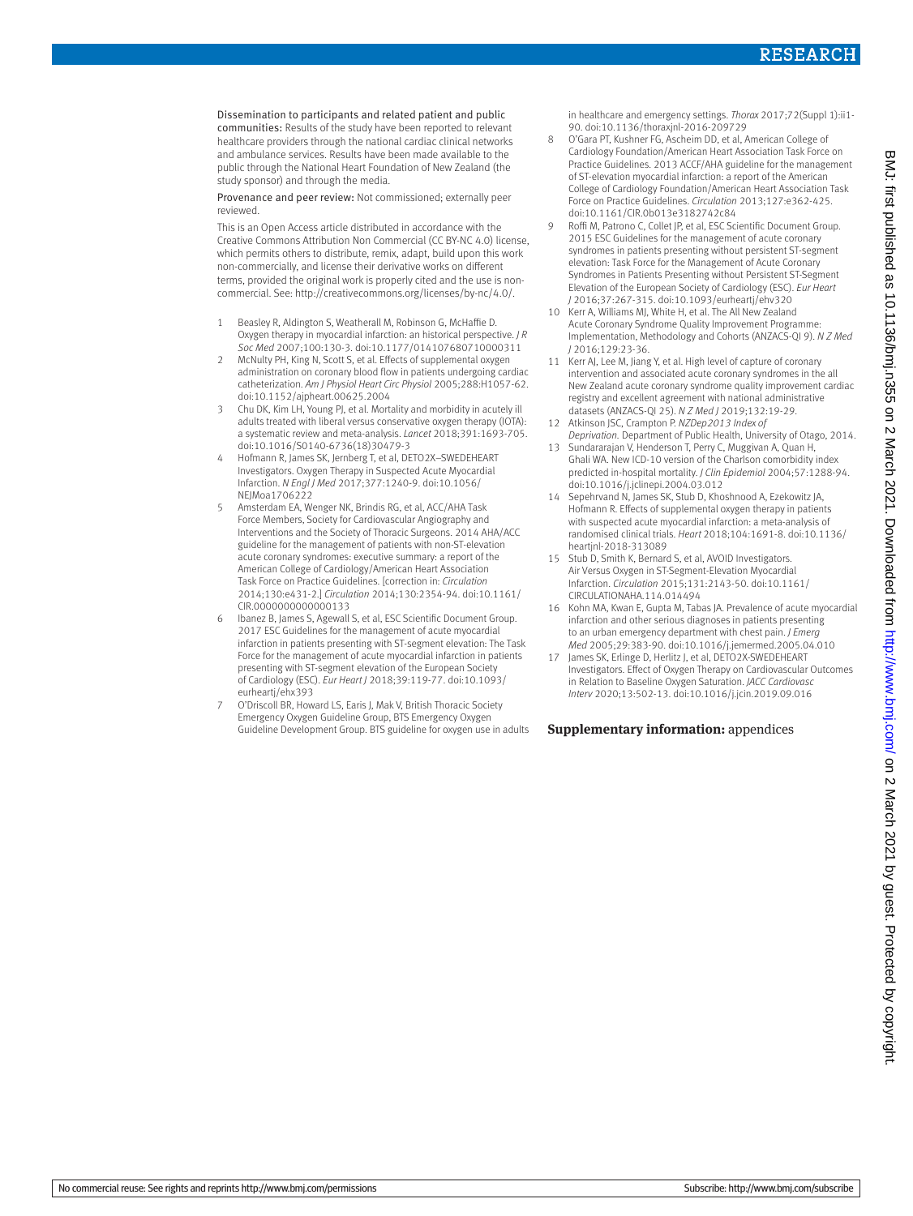**Dissemination to participants and related patient and public communities:** Results of the study have been reported to relevant healthcare providers through the national cardiac clinical networks and ambulance services. Results have been made available to the public through the National Heart Foundation of New Zealand (the study sponsor) and through the media.

**Provenance and peer review:** Not commissioned; externally peer reviewed.

This is an Open Access article distributed in accordance with the Creative Commons Attribution Non Commercial (CC BY-NC 4.0) license, which permits others to distribute, remix, adapt, build upon this work non-commercially, and license their derivative works on different terms, provided the original work is properly cited and the use is non-commercial. See: http://creativecommons.org/licenses/by-nc/4.0/.

1. Beasley R, Aldington S, Weatherall M, Robinson G, McHaffie D. Oxygen therapy in myocardial infarction: an historical perspective. *J R Soc Med* 2007;100:130-3. doi:10.1177/014107680710000311
2. McNulty PH, King N, Scott S, et al. Effects of supplemental oxygen administration on coronary blood flow in patients undergoing cardiac catheterization. *Am J Physiol Heart Circ Physiol* 2005;288:H1057-62. doi:10.1152/ajpheart.00625.2004
3. Chu DK, Kim LH, Young PJ, et al. Mortality and morbidity in acutely ill adults treated with liberal versus conservative oxygen therapy (IOTA): a systematic review and meta-analysis. *Lancet* 2018;391:1693-705. doi:10.1016/S0140-6736(18)30479-3
4. Hofmann R, James SK, Jernberg T, et al, DETO2X–SWEDEHEART Investigators. Oxygen Therapy in Suspected Acute Myocardial Infarction. *N Engl J Med* 2017;377:1240-9. doi:10.1056/NEJMoa1706222
5. Amsterdam EA, Wenger NK, Brindis RG, et al, ACC/AHA Task Force Members, Society for Cardiovascular Angiography and Interventions and the Society of Thoracic Surgeons. 2014 AHA/ACC guideline for the management of patients with non-ST-elevation acute coronary syndromes: executive summary: a report of the American College of Cardiology/American Heart Association Task Force on Practice Guidelines. [correction in: *Circulation* 2014;130:e431-2.] *Circulation* 2014;130:2354-94. doi:10.1161/CIR.0000000000000133
6. Ibanez B, James S, Agewall S, et al, ESC Scientific Document Group. 2017 ESC Guidelines for the management of acute myocardial infarction in patients presenting with ST-segment elevation: The Task Force for the management of acute myocardial infarction in patients presenting with ST-segment elevation of the European Society of Cardiology (ESC). *Eur Heart J* 2018;39:119-77. doi:10.1093/eurheartj/ehx393
7. O'Driscoll BR, Howard LS, Earis J, Mak V, British Thoracic Society Emergency Oxygen Guideline Group, BTS Emergency Oxygen Guideline Development Group. BTS guideline for oxygen use in adults in healthcare and emergency settings. *Thorax* 2017;72(Suppl 1):ii1-90. doi:10.1136/thoraxjnl-2016-209729
8. O'Gara PT, Kushner FG, Ascheim DD, et al, American College of Cardiology Foundation/American Heart Association Task Force on Practice Guidelines. 2013 ACCF/AHA guideline for the management of ST-elevation myocardial infarction: a report of the American College of Cardiology Foundation/American Heart Association Task Force on Practice Guidelines. *Circulation* 2013;127:e362-425. doi:10.1161/CIR.0b013e3182742c84
9. Roffi M, Patrono C, Collet JP, et al, ESC Scientific Document Group. 2015 ESC Guidelines for the management of acute coronary syndromes in patients presenting without persistent ST-segment elevation: Task Force for the Management of Acute Coronary Syndromes in Patients Presenting without Persistent ST-Segment Elevation of the European Society of Cardiology (ESC). *Eur Heart J* 2016;37:267-315. doi:10.1093/eurheartj/ehv320
10. Kerr A, Williams MJ, White H, et al. The All New Zealand Acute Coronary Syndrome Quality Improvement Programme: Implementation, Methodology and Cohorts (ANZACS-QI 9). *N Z Med J* 2016;129:23-36.
11. Kerr AJ, Lee M, Jiang Y, et al. High level of capture of coronary intervention and associated acute coronary syndromes in the all New Zealand acute coronary syndrome quality improvement cardiac registry and excellent agreement with national administrative datasets (ANZACS-QI 25). *N Z Med J* 2019;132:19-29.
12. Atkinson JSC, Crampton P. *NZDep2013 Index of Deprivation.* Department of Public Health, University of Otago, 2014.
13. Sundararajan V, Henderson T, Perry C, Muggivan A, Quan H, Ghali WA. New ICD-10 version of the Charlson comorbidity index predicted in-hospital mortality. *J Clin Epidemiol* 2004;57:1288-94. doi:10.1016/j.jclinepi.2004.03.012
14. Sepehrvand N, James SK, Stub D, Khoshnood A, Ezekowitz JA, Hofmann R. Effects of supplemental oxygen therapy in patients with suspected acute myocardial infarction: a meta-analysis of randomised clinical trials. *Heart* 2018;104:1691-8. doi:10.1136/heartjnl-2018-313089
15. Stub D, Smith K, Bernard S, et al, AVOID Investigators. Air Versus Oxygen in ST-Segment-Elevation Myocardial Infarction. *Circulation* 2015;131:2143-50. doi:10.1161/CIRCULATIONAHA.114.014494
16. Kohn MA, Kwan E, Gupta M, Tabas JA. Prevalence of acute myocardial infarction and other serious diagnoses in patients presenting to an urban emergency department with chest pain. *J Emerg Med* 2005;29:383-90. doi:10.1016/j.jemermed.2005.04.010
17. James SK, Erlinge D, Herlitz J, et al, DETO2X-SWEDEHEART Investigators. Effect of Oxygen Therapy on Cardiovascular Outcomes in Relation to Baseline Oxygen Saturation. *JACC Cardiovasc Interv* 2020;13:502-13. doi:10.1016/j.jcin.2019.09.016

**Supplementary information:** appendices